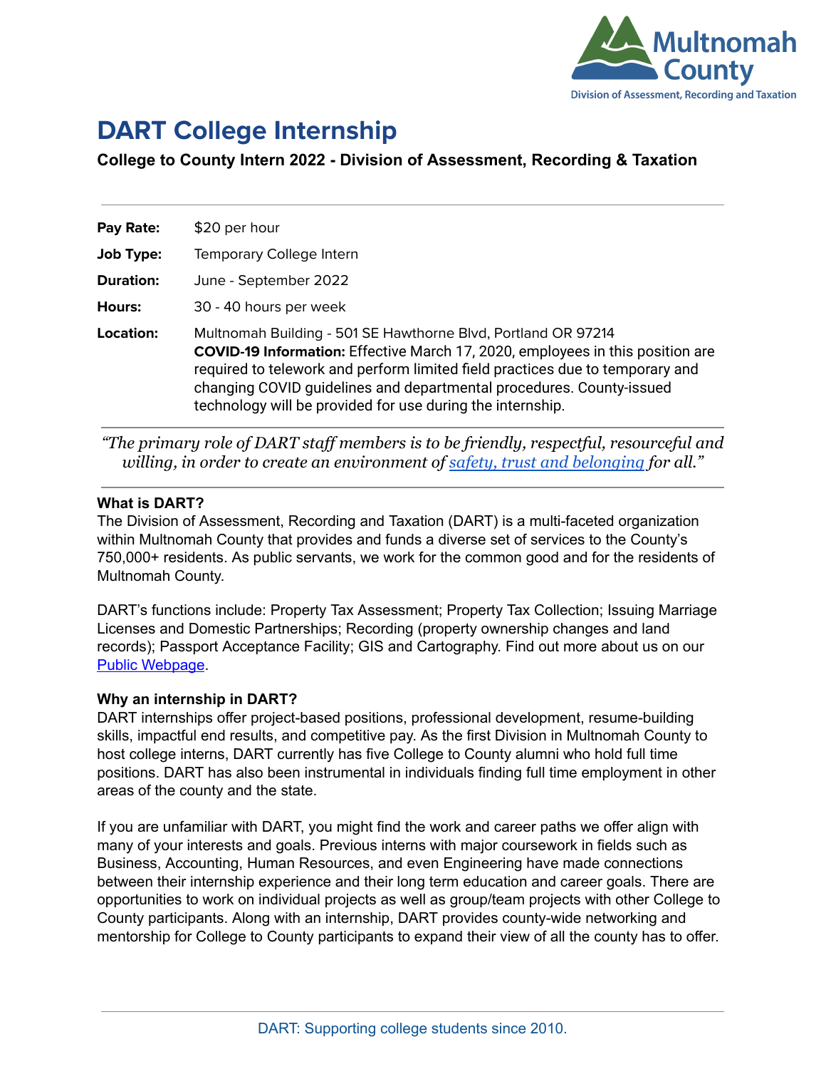# DART College Internship

**College to County Intern 2022 - Division of Assessment, Recording & Taxation**

---

| | |
|---|---|
| **Pay Rate:** | $20 per hour |
| **Job Type:** | Temporary College Intern |
| **Duration:** | June - September 2022 |
| **Hours:** | 30 - 40 hours per week |
| **Location:** | Multnomah Building - 501 SE Hawthorne Blvd, Portland OR 97214<br>**COVID-19 Information:** Effective March 17, 2020, employees in this position are required to telework and perform limited field practices due to temporary and changing COVID guidelines and departmental procedures. County-issued technology will be provided for use during the internship. |

---

*"The primary role of DART staff members is to be friendly, respectful, resourceful and willing, in order to create an environment of [safety, trust and belonging](safety, trust and belonging) for all."*

---

**What is DART?**
The Division of Assessment, Recording and Taxation (DART) is a multi-faceted organization within Multnomah County that provides and funds a diverse set of services to the County's 750,000+ residents. As public servants, we work for the common good and for the residents of Multnomah County.

DART's functions include: Property Tax Assessment; Property Tax Collection; Issuing Marriage Licenses and Domestic Partnerships; Recording (property ownership changes and land records); Passport Acceptance Facility; GIS and Cartography. Find out more about us on our Public Webpage.

**Why an internship in DART?**
DART internships offer project-based positions, professional development, resume-building skills, impactful end results, and competitive pay. As the first Division in Multnomah County to host college interns, DART currently has five College to County alumni who hold full time positions. DART has also been instrumental in individuals finding full time employment in other areas of the county and the state.

If you are unfamiliar with DART, you might find the work and career paths we offer align with many of your interests and goals. Previous interns with major coursework in fields such as Business, Accounting, Human Resources, and even Engineering have made connections between their internship experience and their long term education and career goals. There are opportunities to work on individual projects as well as group/team projects with other College to County participants. Along with an internship, DART provides county-wide networking and mentorship for College to County participants to expand their view of all the county has to offer.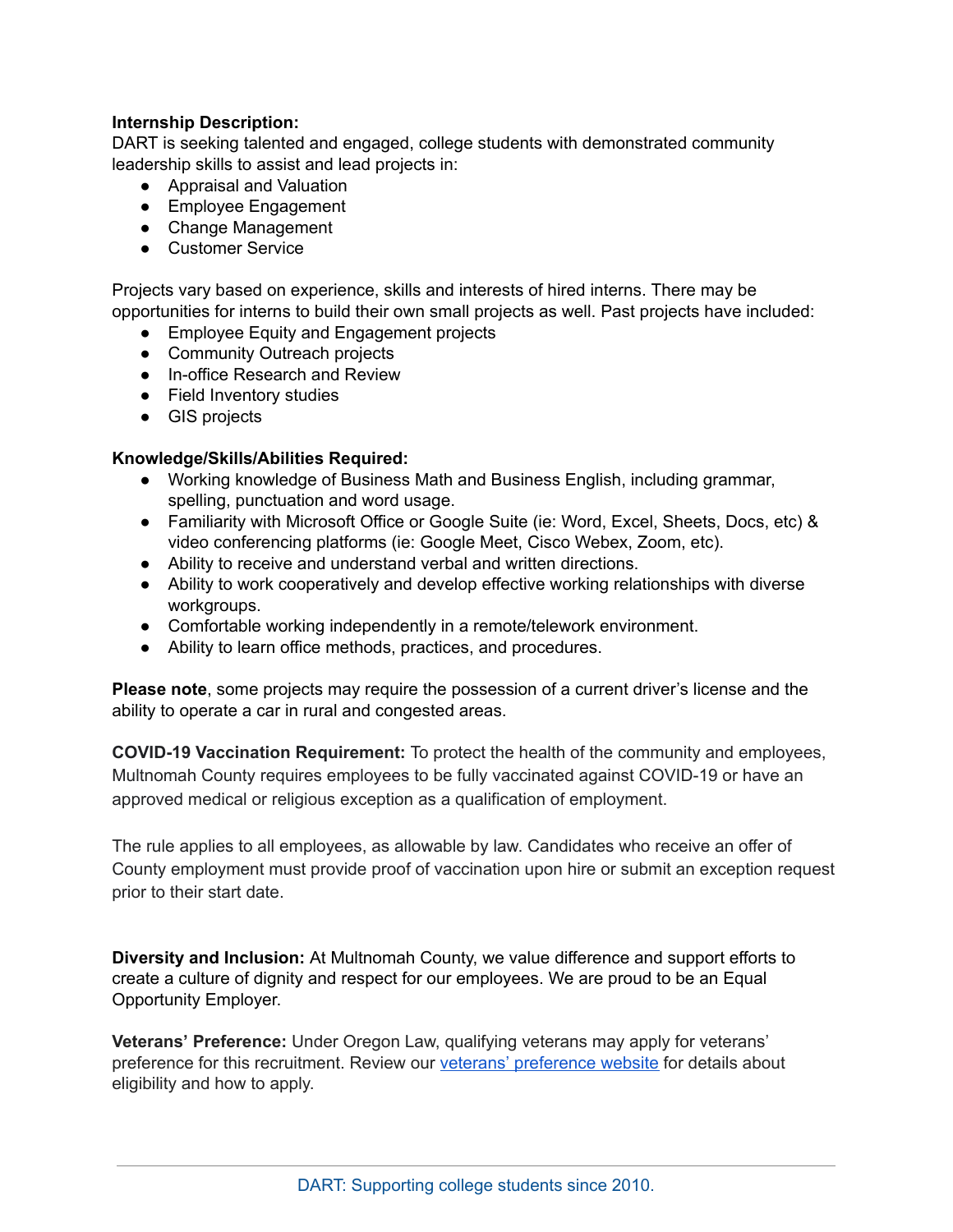**Internship Description:**

DART is seeking talented and engaged, college students with demonstrated community leadership skills to assist and lead projects in:

- Appraisal and Valuation
- Employee Engagement
- Change Management
- Customer Service

Projects vary based on experience, skills and interests of hired interns. There may be opportunities for interns to build their own small projects as well. Past projects have included:

- Employee Equity and Engagement projects
- Community Outreach projects
- In-office Research and Review
- Field Inventory studies
- GIS projects

**Knowledge/Skills/Abilities Required:**

- Working knowledge of Business Math and Business English, including grammar, spelling, punctuation and word usage.
- Familiarity with Microsoft Office or Google Suite (ie: Word, Excel, Sheets, Docs, etc) & video conferencing platforms (ie: Google Meet, Cisco Webex, Zoom, etc).
- Ability to receive and understand verbal and written directions.
- Ability to work cooperatively and develop effective working relationships with diverse workgroups.
- Comfortable working independently in a remote/telework environment.
- Ability to learn office methods, practices, and procedures.

**Please note**, some projects may require the possession of a current driver's license and the ability to operate a car in rural and congested areas.

**COVID-19 Vaccination Requirement:** To protect the health of the community and employees, Multnomah County requires employees to be fully vaccinated against COVID-19 or have an approved medical or religious exception as a qualification of employment.

The rule applies to all employees, as allowable by law. Candidates who receive an offer of County employment must provide proof of vaccination upon hire or submit an exception request prior to their start date.

**Diversity and Inclusion:** At Multnomah County, we value difference and support efforts to create a culture of dignity and respect for our employees. We are proud to be an Equal Opportunity Employer.

**Veterans' Preference:** Under Oregon Law, qualifying veterans may apply for veterans' preference for this recruitment. Review our veterans' preference website for details about eligibility and how to apply.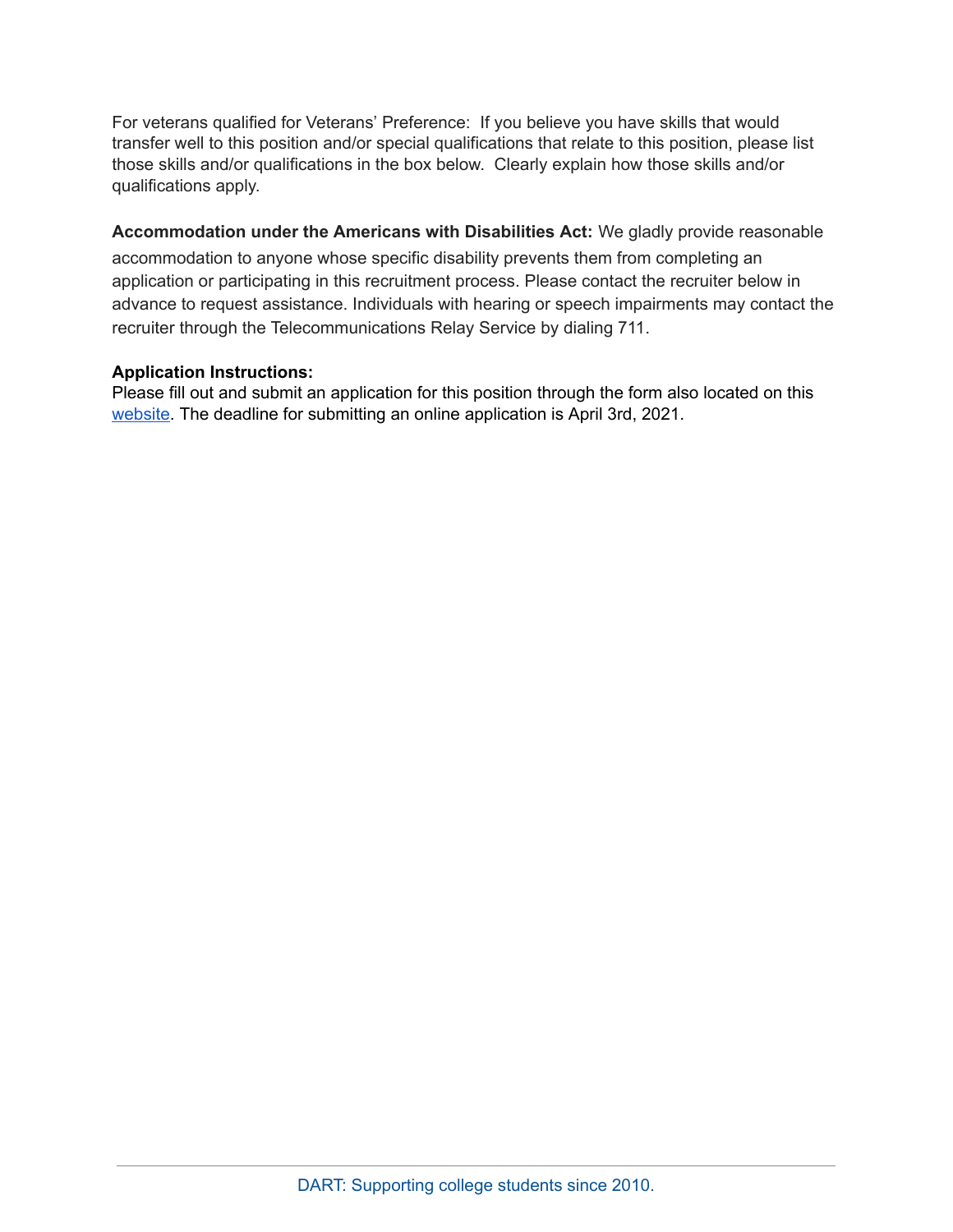For veterans qualified for Veterans' Preference: If you believe you have skills that would transfer well to this position and/or special qualifications that relate to this position, please list those skills and/or qualifications in the box below. Clearly explain how those skills and/or qualifications apply.

**Accommodation under the Americans with Disabilities Act:** We gladly provide reasonable accommodation to anyone whose specific disability prevents them from completing an application or participating in this recruitment process. Please contact the recruiter below in advance to request assistance. Individuals with hearing or speech impairments may contact the recruiter through the Telecommunications Relay Service by dialing 711.

**Application Instructions:**
Please fill out and submit an application for this position through the form also located on this website. The deadline for submitting an online application is April 3rd, 2021.